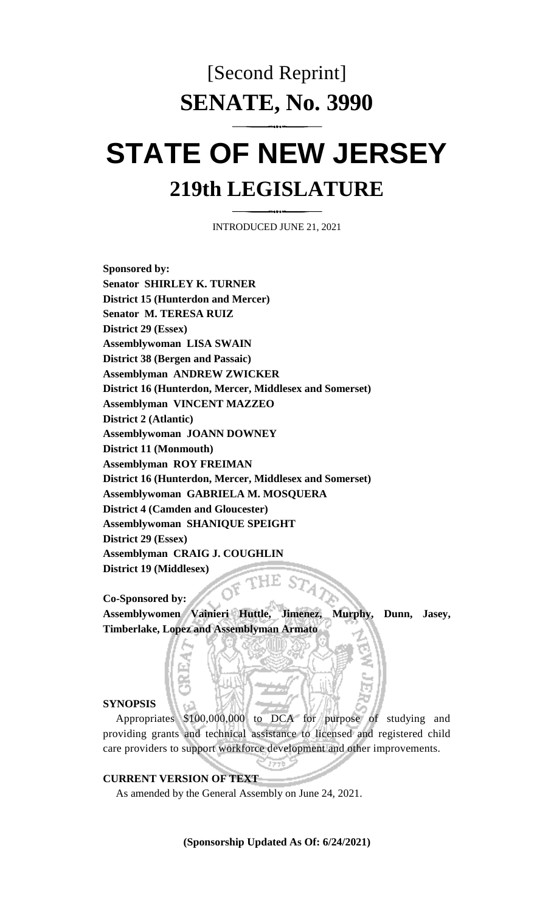[Second Reprint]

# SENATE, No. 3990

# STATE OF NEW JERSEY

## 219th LEGISLATURE

INTRODUCED JUNE 21, 2021

**Sponsored by:**
**Senator SHIRLEY K. TURNER**
**District 15 (Hunterdon and Mercer)**
**Senator M. TERESA RUIZ**
**District 29 (Essex)**
**Assemblywoman LISA SWAIN**
**District 38 (Bergen and Passaic)**
**Assemblyman ANDREW ZWICKER**
**District 16 (Hunterdon, Mercer, Middlesex and Somerset)**
**Assemblyman VINCENT MAZZEO**
**District 2 (Atlantic)**
**Assemblywoman JOANN DOWNEY**
**District 11 (Monmouth)**
**Assemblyman ROY FREIMAN**
**District 16 (Hunterdon, Mercer, Middlesex and Somerset)**
**Assemblywoman GABRIELA M. MOSQUERA**
**District 4 (Camden and Gloucester)**
**Assemblywoman SHANIQUE SPEIGHT**
**District 29 (Essex)**
**Assemblyman CRAIG J. COUGHLIN**
**District 19 (Middlesex)**

**Co-Sponsored by:**
**Assemblywomen Vainieri Huttle, Jimenez, Murphy, Dunn, Jasey, Timberlake, Lopez and Assemblyman Armato**

**SYNOPSIS**

Appropriates $100,000,000 to DCA for purpose of studying and providing grants and technical assistance to licensed and registered child care providers to support workforce development and other improvements.

**CURRENT VERSION OF TEXT**

As amended by the General Assembly on June 24, 2021.

**(Sponsorship Updated As Of: 6/24/2021)**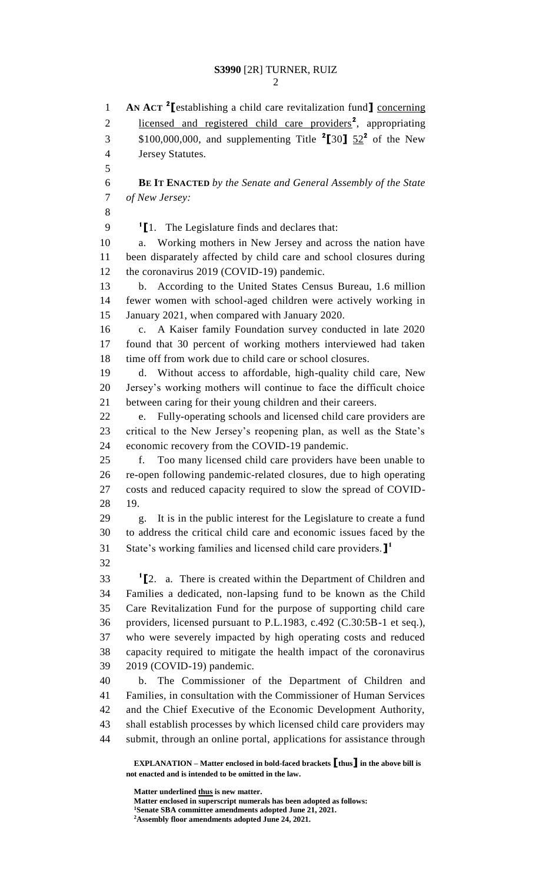**AN ACT** [2]⟦establishing a child care revitalization fund⟧ concerning licensed and registered child care providers[2], appropriating $100,000,000, and supplementing Title [2]⟦30⟧ 52[2] of the New Jersey Statutes.

**BE IT ENACTED** *by the Senate and General Assembly of the State of New Jersey:*

[1]⟦1. The Legislature finds and declares that:

a. Working mothers in New Jersey and across the nation have been disparately affected by child care and school closures during the coronavirus 2019 (COVID-19) pandemic.

b. According to the United States Census Bureau, 1.6 million fewer women with school-aged children were actively working in January 2021, when compared with January 2020.

c. A Kaiser family Foundation survey conducted in late 2020 found that 30 percent of working mothers interviewed had taken time off from work due to child care or school closures.

d. Without access to affordable, high-quality child care, New Jersey's working mothers will continue to face the difficult choice between caring for their young children and their careers.

e. Fully-operating schools and licensed child care providers are critical to the New Jersey's reopening plan, as well as the State's economic recovery from the COVID-19 pandemic.

f. Too many licensed child care providers have been unable to re-open following pandemic-related closures, due to high operating costs and reduced capacity required to slow the spread of COVID-19.

g. It is in the public interest for the Legislature to create a fund to address the critical child care and economic issues faced by the State's working families and licensed child care providers.⟧[1]

[1]⟦2. a. There is created within the Department of Children and Families a dedicated, non-lapsing fund to be known as the Child Care Revitalization Fund for the purpose of supporting child care providers, licensed pursuant to P.L.1983, c.492 (C.30:5B-1 et seq.), who were severely impacted by high operating costs and reduced capacity required to mitigate the health impact of the coronavirus 2019 (COVID-19) pandemic.

b. The Commissioner of the Department of Children and Families, in consultation with the Commissioner of Human Services and the Chief Executive of the Economic Development Authority, shall establish processes by which licensed child care providers may submit, through an online portal, applications for assistance through

**EXPLANATION – Matter enclosed in bold-faced brackets ⟦thus⟧ in the above bill is not enacted and is intended to be omitted in the law.**

**Matter underlined thus is new matter.**
**Matter enclosed in superscript numerals has been adopted as follows:**
[1]**Senate SBA committee amendments adopted June 21, 2021.**
[2]**Assembly floor amendments adopted June 24, 2021.**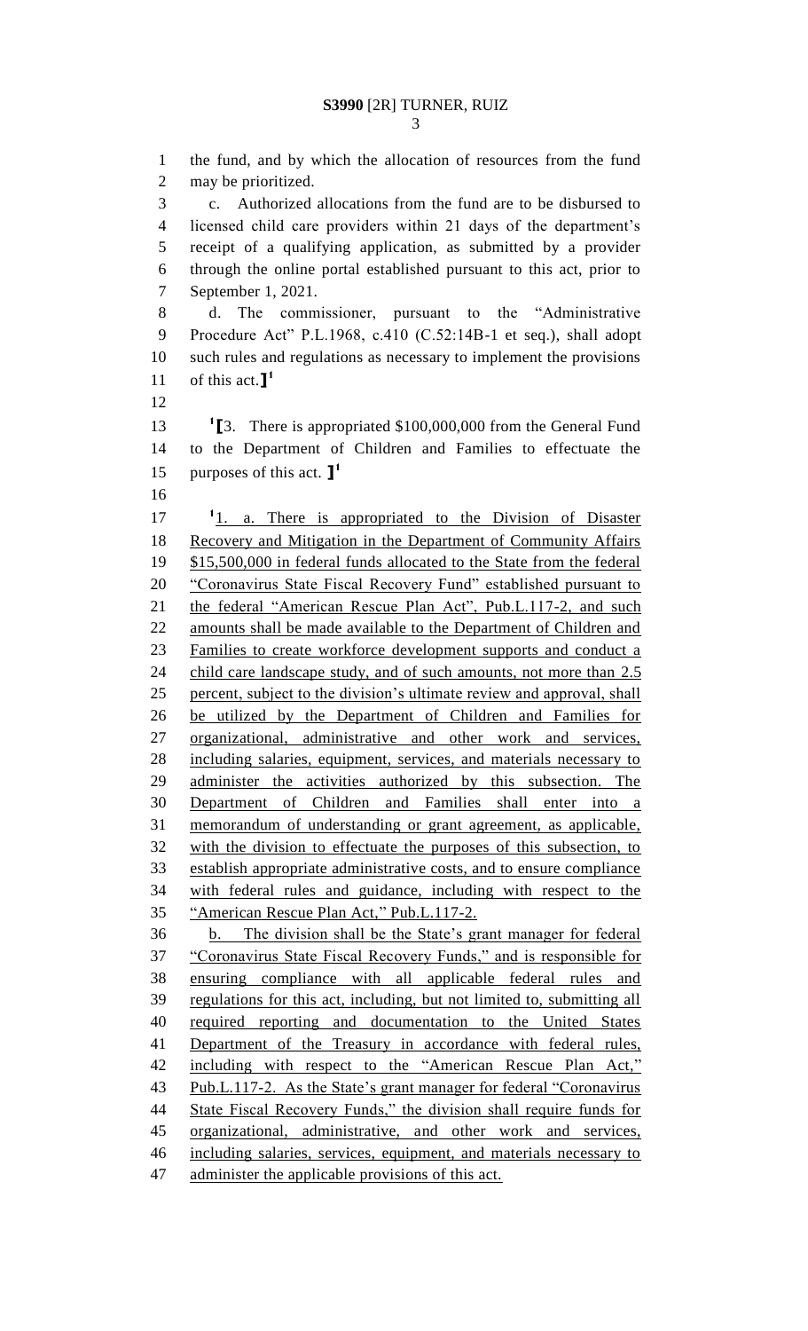the fund, and by which the allocation of resources from the fund may be prioritized.

c. Authorized allocations from the fund are to be disbursed to licensed child care providers within 21 days of the department's receipt of a qualifying application, as submitted by a provider through the online portal established pursuant to this act, prior to September 1, 2021.

d. The commissioner, pursuant to the "Administrative Procedure Act" P.L.1968, c.410 (C.52:14B-1 et seq.), shall adopt such rules and regulations as necessary to implement the provisions of this act.]1

1[3. There is appropriated $100,000,000 from the General Fund to the Department of Children and Families to effectuate the purposes of this act. ]1

1<u>1. a. There is appropriated to the Division of Disaster Recovery and Mitigation in the Department of Community Affairs $15,500,000 in federal funds allocated to the State from the federal "Coronavirus State Fiscal Recovery Fund" established pursuant to the federal "American Rescue Plan Act", Pub.L.117-2, and such amounts shall be made available to the Department of Children and Families to create workforce development supports and conduct a child care landscape study, and of such amounts, not more than 2.5 percent, subject to the division's ultimate review and approval, shall be utilized by the Department of Children and Families for organizational, administrative and other work and services, including salaries, equipment, services, and materials necessary to administer the activities authorized by this subsection. The Department of Children and Families shall enter into a memorandum of understanding or grant agreement, as applicable, with the division to effectuate the purposes of this subsection, to establish appropriate administrative costs, and to ensure compliance with federal rules and guidance, including with respect to the "American Rescue Plan Act," Pub.L.117-2.</u>

<u>b. The division shall be the State's grant manager for federal "Coronavirus State Fiscal Recovery Funds," and is responsible for ensuring compliance with all applicable federal rules and regulations for this act, including, but not limited to, submitting all required reporting and documentation to the United States Department of the Treasury in accordance with federal rules, including with respect to the "American Rescue Plan Act," Pub.L.117-2. As the State's grant manager for federal "Coronavirus State Fiscal Recovery Funds," the division shall require funds for organizational, administrative, and other work and services, including salaries, services, equipment, and materials necessary to administer the applicable provisions of this act.</u>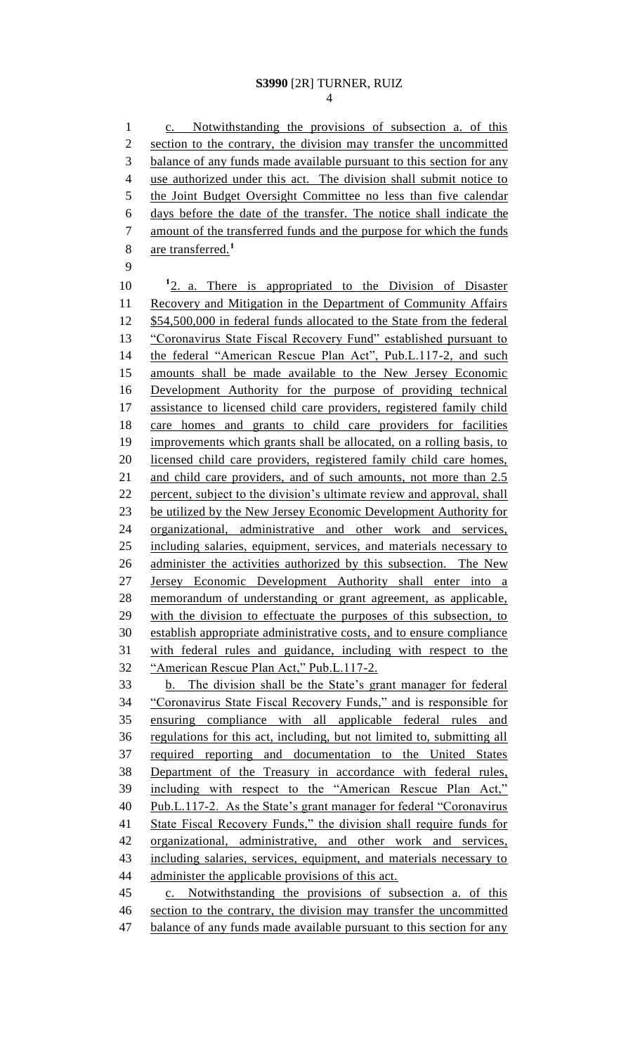c. Notwithstanding the provisions of subsection a. of this section to the contrary, the division may transfer the uncommitted balance of any funds made available pursuant to this section for any use authorized under this act. The division shall submit notice to the Joint Budget Oversight Committee no less than five calendar days before the date of the transfer. The notice shall indicate the amount of the transferred funds and the purpose for which the funds are transferred.[1]

[1]2. a. There is appropriated to the Division of Disaster Recovery and Mitigation in the Department of Community Affairs $54,500,000 in federal funds allocated to the State from the federal "Coronavirus State Fiscal Recovery Fund" established pursuant to the federal "American Rescue Plan Act", Pub.L.117-2, and such amounts shall be made available to the New Jersey Economic Development Authority for the purpose of providing technical assistance to licensed child care providers, registered family child care homes and grants to child care providers for facilities improvements which grants shall be allocated, on a rolling basis, to licensed child care providers, registered family child care homes, and child care providers, and of such amounts, not more than 2.5 percent, subject to the division's ultimate review and approval, shall be utilized by the New Jersey Economic Development Authority for organizational, administrative and other work and services, including salaries, equipment, services, and materials necessary to administer the activities authorized by this subsection. The New Jersey Economic Development Authority shall enter into a memorandum of understanding or grant agreement, as applicable, with the division to effectuate the purposes of this subsection, to establish appropriate administrative costs, and to ensure compliance with federal rules and guidance, including with respect to the "American Rescue Plan Act," Pub.L.117-2.

b. The division shall be the State's grant manager for federal "Coronavirus State Fiscal Recovery Funds," and is responsible for ensuring compliance with all applicable federal rules and regulations for this act, including, but not limited to, submitting all required reporting and documentation to the United States Department of the Treasury in accordance with federal rules, including with respect to the "American Rescue Plan Act," Pub.L.117-2. As the State's grant manager for federal "Coronavirus State Fiscal Recovery Funds," the division shall require funds for organizational, administrative, and other work and services, including salaries, services, equipment, and materials necessary to administer the applicable provisions of this act.

c. Notwithstanding the provisions of subsection a. of this section to the contrary, the division may transfer the uncommitted balance of any funds made available pursuant to this section for any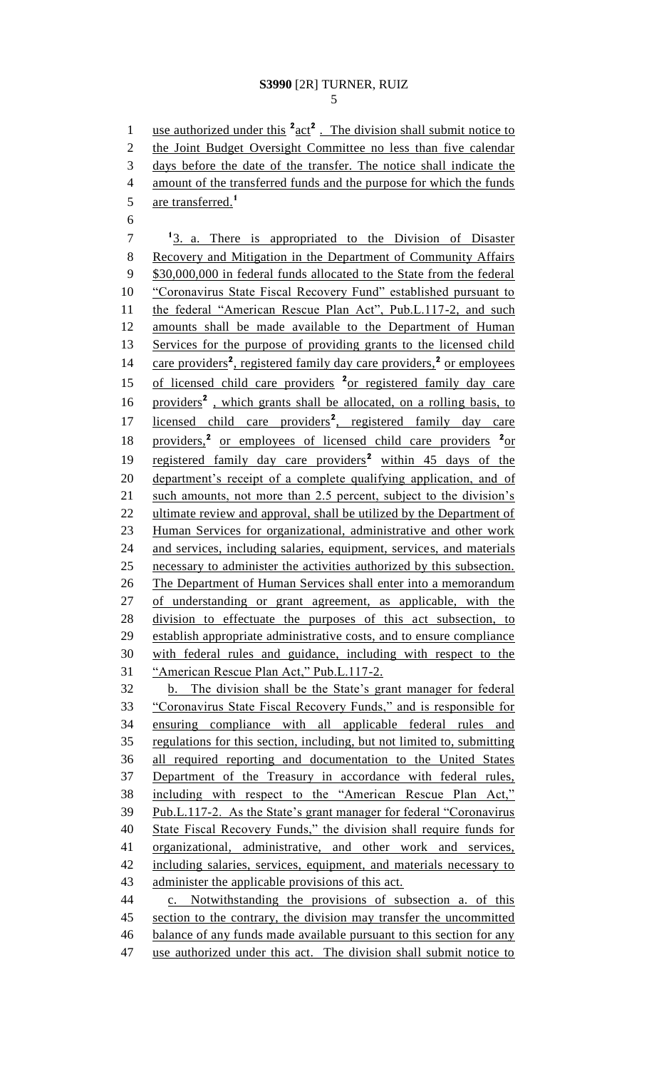use authorized under this [2]act[2] . The division shall submit notice to the Joint Budget Oversight Committee no less than five calendar days before the date of the transfer. The notice shall indicate the amount of the transferred funds and the purpose for which the funds are transferred.[1]

[1]3. a. There is appropriated to the Division of Disaster Recovery and Mitigation in the Department of Community Affairs $30,000,000 in federal funds allocated to the State from the federal "Coronavirus State Fiscal Recovery Fund" established pursuant to the federal "American Rescue Plan Act", Pub.L.117-2, and such amounts shall be made available to the Department of Human Services for the purpose of providing grants to the licensed child care providers[2], registered family day care providers,[2] or employees of licensed child care providers [2]or registered family day care providers[2] , which grants shall be allocated, on a rolling basis, to licensed child care providers[2], registered family day care providers,[2] or employees of licensed child care providers [2]or registered family day care providers[2] within 45 days of the department's receipt of a complete qualifying application, and of such amounts, not more than 2.5 percent, subject to the division's ultimate review and approval, shall be utilized by the Department of Human Services for organizational, administrative and other work and services, including salaries, equipment, services, and materials necessary to administer the activities authorized by this subsection. The Department of Human Services shall enter into a memorandum of understanding or grant agreement, as applicable, with the division to effectuate the purposes of this act subsection, to establish appropriate administrative costs, and to ensure compliance with federal rules and guidance, including with respect to the "American Rescue Plan Act," Pub.L.117-2.

b. The division shall be the State's grant manager for federal "Coronavirus State Fiscal Recovery Funds," and is responsible for ensuring compliance with all applicable federal rules and regulations for this section, including, but not limited to, submitting all required reporting and documentation to the United States Department of the Treasury in accordance with federal rules, including with respect to the "American Rescue Plan Act," Pub.L.117-2. As the State's grant manager for federal "Coronavirus State Fiscal Recovery Funds," the division shall require funds for organizational, administrative, and other work and services, including salaries, services, equipment, and materials necessary to administer the applicable provisions of this act.

c. Notwithstanding the provisions of subsection a. of this section to the contrary, the division may transfer the uncommitted balance of any funds made available pursuant to this section for any use authorized under this act. The division shall submit notice to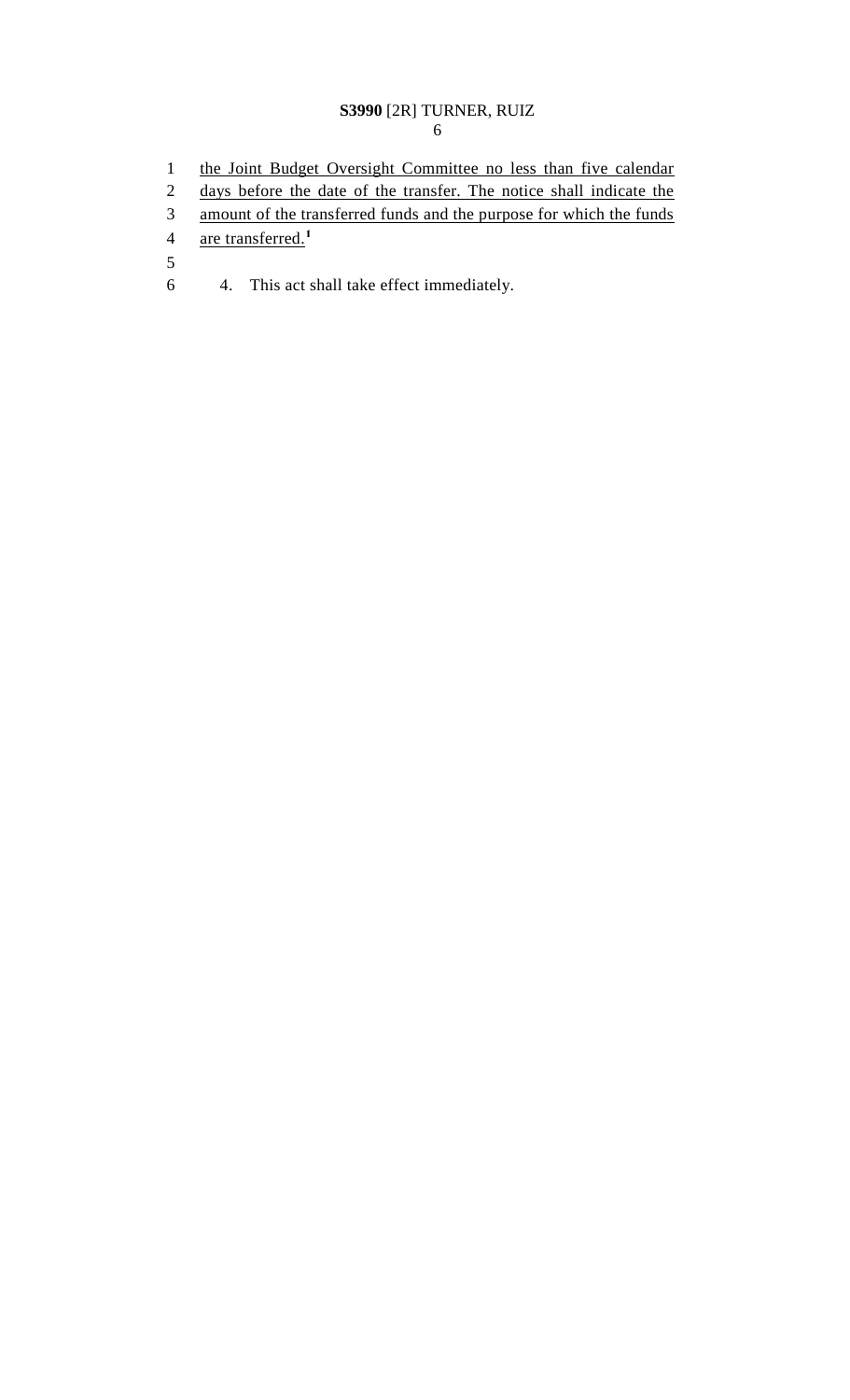<u>the Joint Budget Oversight Committee no less than five calendar days before the date of the transfer. The notice shall indicate the amount of the transferred funds and the purpose for which the funds are transferred.</u>[1]

4. This act shall take effect immediately.